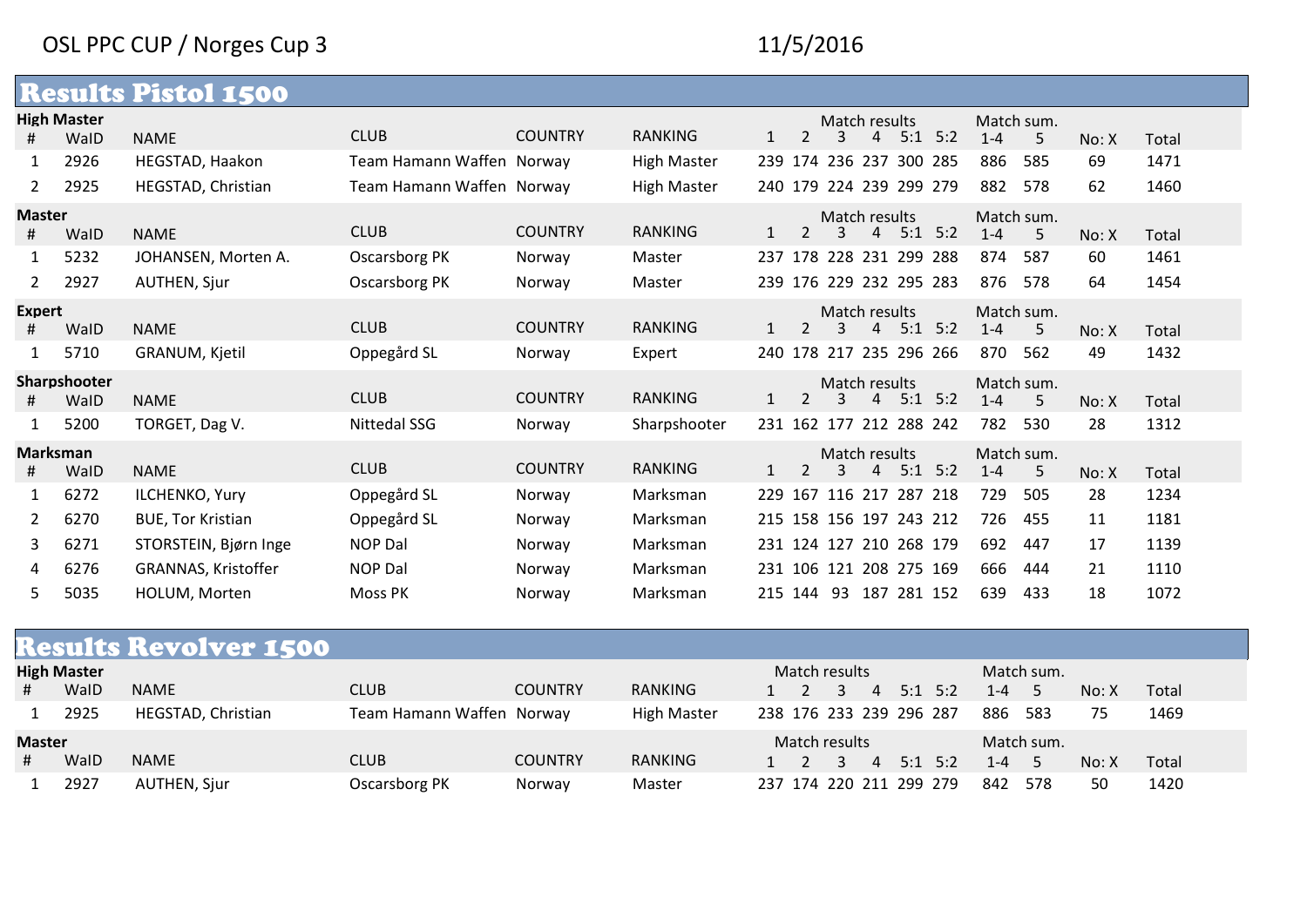OSL PPC CUP / Norges Cup 3

11/5/2016

## Results Pistol 1500

**High Master**

| # | WaID | NAME | CLUB | COUNTRY | RANKING | Match results 1 | 2 | 3 | 4 | 5:1 | 5:2 | Match sum. 1-4 | 5 | No: X | Total |
|---|---|---|---|---|---|---|---|---|---|---|---|---|---|---|---|
| 1 | 2926 | HEGSTAD, Haakon | Team Hamann Waffen | Norway | High Master | 239 | 174 | 236 | 237 | 300 | 285 | 886 | 585 | 69 | 1471 |
| 2 | 2925 | HEGSTAD, Christian | Team Hamann Waffen | Norway | High Master | 240 | 179 | 224 | 239 | 299 | 279 | 882 | 578 | 62 | 1460 |

**Master**

| # | WaID | NAME | CLUB | COUNTRY | RANKING | Match results 1 | 2 | 3 | 4 | 5:1 | 5:2 | Match sum. 1-4 | 5 | No: X | Total |
|---|---|---|---|---|---|---|---|---|---|---|---|---|---|---|---|
| 1 | 5232 | JOHANSEN, Morten A. | Oscarsborg PK | Norway | Master | 237 | 178 | 228 | 231 | 299 | 288 | 874 | 587 | 60 | 1461 |
| 2 | 2927 | AUTHEN, Sjur | Oscarsborg PK | Norway | Master | 239 | 176 | 229 | 232 | 295 | 283 | 876 | 578 | 64 | 1454 |

**Expert**

| # | WaID | NAME | CLUB | COUNTRY | RANKING | Match results 1 | 2 | 3 | 4 | 5:1 | 5:2 | Match sum. 1-4 | 5 | No: X | Total |
|---|---|---|---|---|---|---|---|---|---|---|---|---|---|---|---|
| 1 | 5710 | GRANUM, Kjetil | Oppegård SL | Norway | Expert | 240 | 178 | 217 | 235 | 296 | 266 | 870 | 562 | 49 | 1432 |

**Sharpshooter**

| # | WaID | NAME | CLUB | COUNTRY | RANKING | Match results 1 | 2 | 3 | 4 | 5:1 | 5:2 | Match sum. 1-4 | 5 | No: X | Total |
|---|---|---|---|---|---|---|---|---|---|---|---|---|---|---|---|
| 1 | 5200 | TORGET, Dag V. | Nittedal SSG | Norway | Sharpshooter | 231 | 162 | 177 | 212 | 288 | 242 | 782 | 530 | 28 | 1312 |

**Marksman**

| # | WaID | NAME | CLUB | COUNTRY | RANKING | Match results 1 | 2 | 3 | 4 | 5:1 | 5:2 | Match sum. 1-4 | 5 | No: X | Total |
|---|---|---|---|---|---|---|---|---|---|---|---|---|---|---|---|
| 1 | 6272 | ILCHENKO, Yury | Oppegård SL | Norway | Marksman | 229 | 167 | 116 | 217 | 287 | 218 | 729 | 505 | 28 | 1234 |
| 2 | 6270 | BUE, Tor Kristian | Oppegård SL | Norway | Marksman | 215 | 158 | 156 | 197 | 243 | 212 | 726 | 455 | 11 | 1181 |
| 3 | 6271 | STORSTEIN, Bjørn Inge | NOP Dal | Norway | Marksman | 231 | 124 | 127 | 210 | 268 | 179 | 692 | 447 | 17 | 1139 |
| 4 | 6276 | GRANNAS, Kristoffer | NOP Dal | Norway | Marksman | 231 | 106 | 121 | 208 | 275 | 169 | 666 | 444 | 21 | 1110 |
| 5 | 5035 | HOLUM, Morten | Moss PK | Norway | Marksman | 215 | 144 | 93 | 187 | 281 | 152 | 639 | 433 | 18 | 1072 |

## Results Revolver 1500

**High Master**

| # | WaID | NAME | CLUB | COUNTRY | RANKING | Match results 1 | 2 | 3 | 4 | 5:1 | 5:2 | Match sum. 1-4 | 5 | No: X | Total |
|---|---|---|---|---|---|---|---|---|---|---|---|---|---|---|---|
| 1 | 2925 | HEGSTAD, Christian | Team Hamann Waffen | Norway | High Master | 238 | 176 | 233 | 239 | 296 | 287 | 886 | 583 | 75 | 1469 |

**Master**

| # | WaID | NAME | CLUB | COUNTRY | RANKING | Match results 1 | 2 | 3 | 4 | 5:1 | 5:2 | Match sum. 1-4 | 5 | No: X | Total |
|---|---|---|---|---|---|---|---|---|---|---|---|---|---|---|---|
| 1 | 2927 | AUTHEN, Sjur | Oscarsborg PK | Norway | Master | 237 | 174 | 220 | 211 | 299 | 279 | 842 | 578 | 50 | 1420 |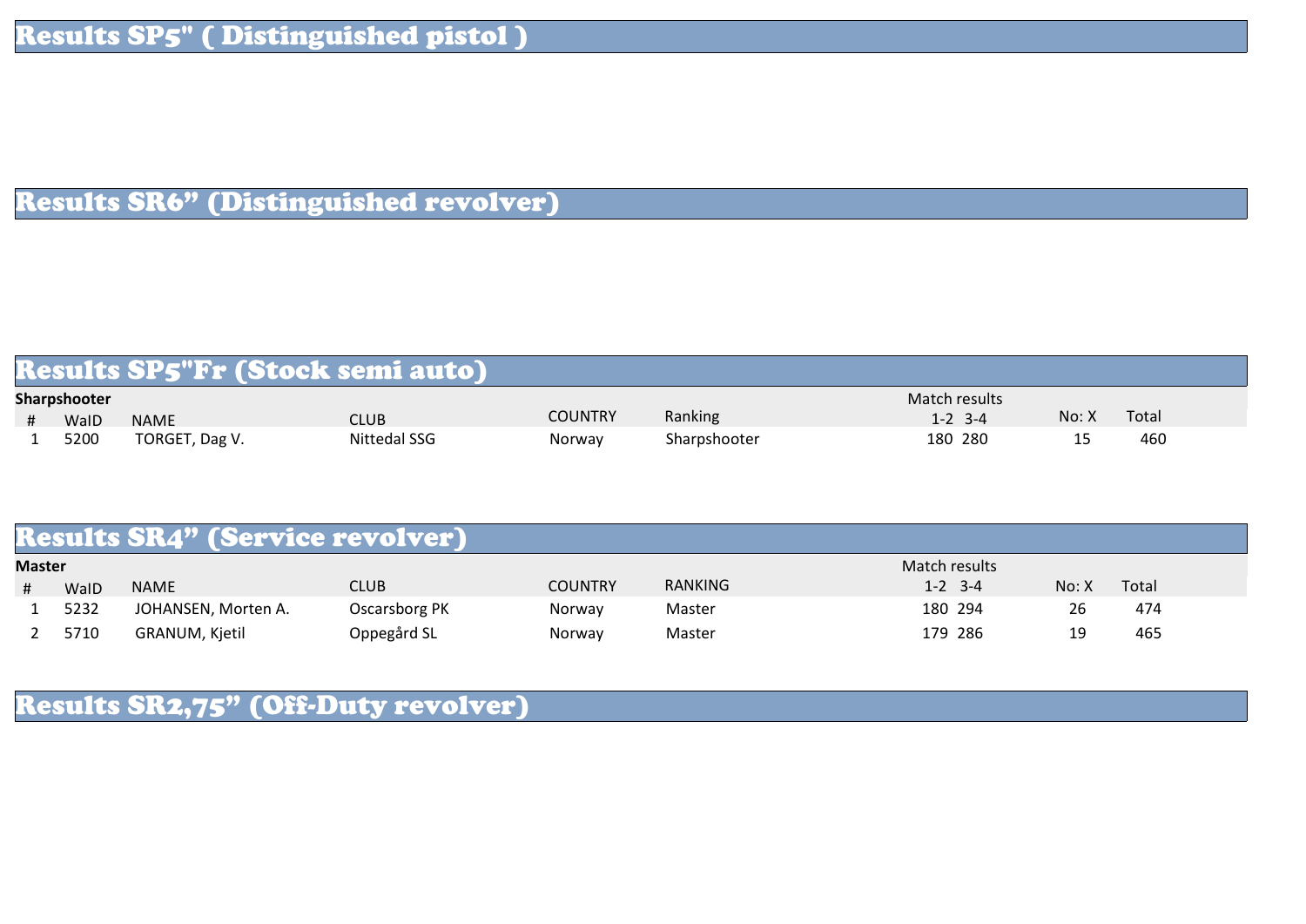# Results SP5" ( Distinguished pistol )

# Results SR6" (Distinguished revolver)

# Results SP5"Fr (Stock semi auto)

**Sharpshooter**

| # | WaID | NAME | CLUB | COUNTRY | Ranking | Match results 1-2 | 3-4 | No: X | Total |
|---|---|---|---|---|---|---|---|---|---|
| 1 | 5200 | TORGET, Dag V. | Nittedal SSG | Norway | Sharpshooter | 180 | 280 | 15 | 460 |

# Results SR4" (Service revolver)

**Master**

| # | WaID | NAME | CLUB | COUNTRY | RANKING | Match results 1-2 | 3-4 | No: X | Total |
|---|---|---|---|---|---|---|---|---|---|
| 1 | 5232 | JOHANSEN, Morten A. | Oscarsborg PK | Norway | Master | 180 | 294 | 26 | 474 |
| 2 | 5710 | GRANUM, Kjetil | Oppegård SL | Norway | Master | 179 | 286 | 19 | 465 |

# Results SR2,75" (Off-Duty revolver)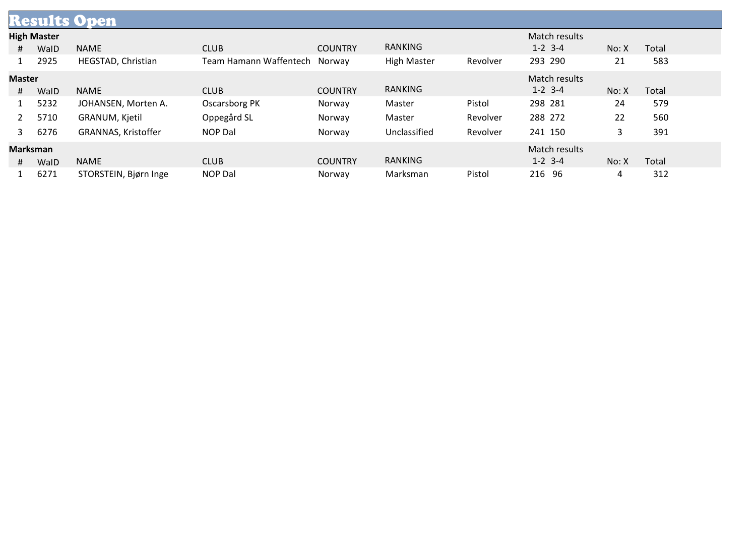# Results Open

## High Master

| # | WaID | NAME | CLUB | COUNTRY | RANKING | | Match results 1-2 | 3-4 | No: X | Total |
|---|---|---|---|---|---|---|---|---|---|---|
| 1 | 2925 | HEGSTAD, Christian | Team Hamann Waffentech | Norway | High Master | Revolver | 293 | 290 | 21 | 583 |

## Master

| # | WaID | NAME | CLUB | COUNTRY | RANKING | | Match results 1-2 | 3-4 | No: X | Total |
|---|---|---|---|---|---|---|---|---|---|---|
| 1 | 5232 | JOHANSEN, Morten A. | Oscarsborg PK | Norway | Master | Pistol | 298 | 281 | 24 | 579 |
| 2 | 5710 | GRANUM, Kjetil | Oppegård SL | Norway | Master | Revolver | 288 | 272 | 22 | 560 |
| 3 | 6276 | GRANNAS, Kristoffer | NOP Dal | Norway | Unclassified | Revolver | 241 | 150 | 3 | 391 |

## Marksman

| # | WaID | NAME | CLUB | COUNTRY | RANKING | | Match results 1-2 | 3-4 | No: X | Total |
|---|---|---|---|---|---|---|---|---|---|---|
| 1 | 6271 | STORSTEIN, Bjørn Inge | NOP Dal | Norway | Marksman | Pistol | 216 | 96 | 4 | 312 |